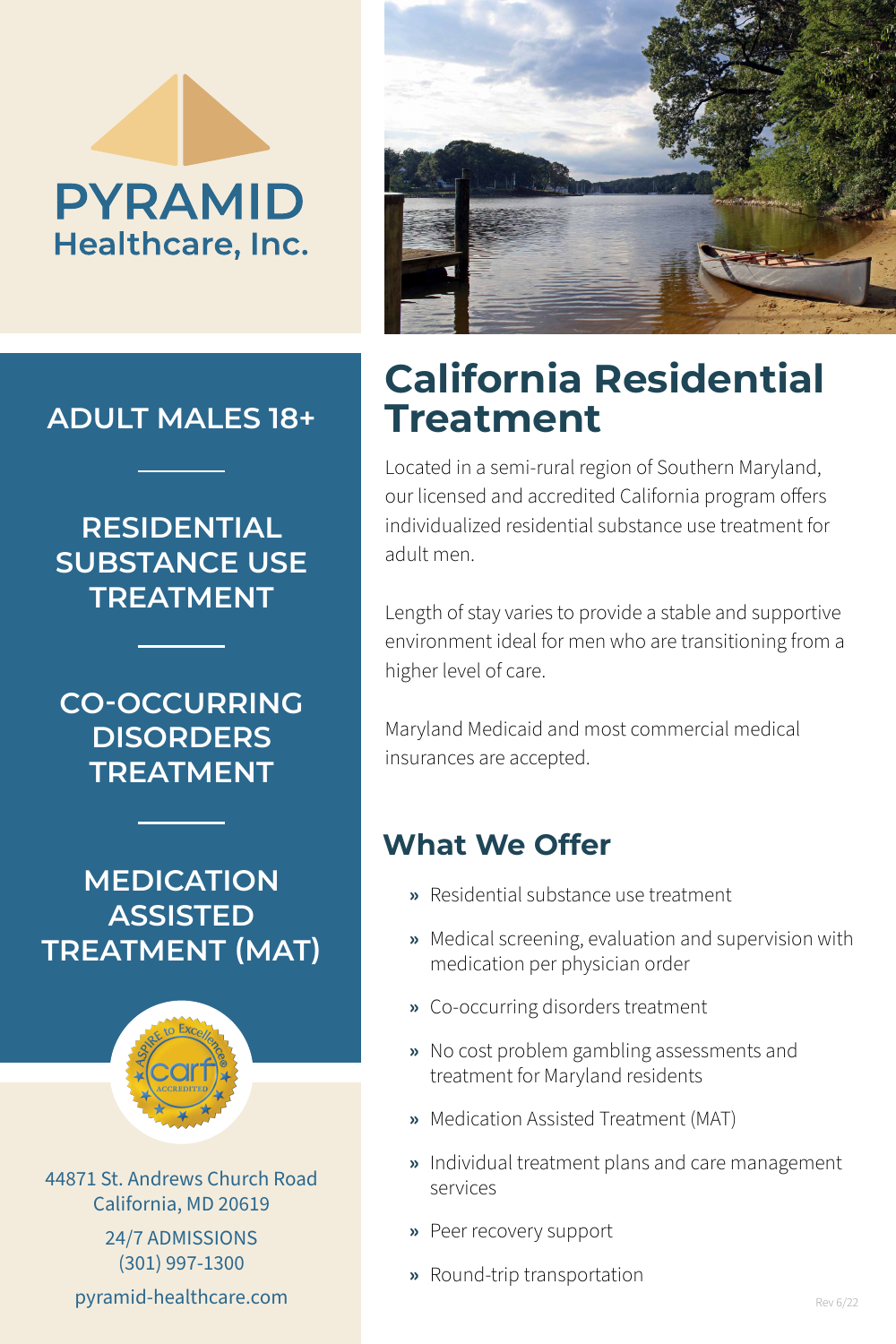# PYRAMID Healthcare, Inc.

**ADULT MALES 18+**

**RESIDENTIAL SUBSTANCE USE TREATMENT**

**CO-OCCURRING DISORDERS TREATMENT**

**MEDICATION ASSISTED TREATMENT (MAT)**

44871 St. Andrews Church Road
California, MD 20619

24/7 ADMISSIONS
(301) 997-1300

pyramid-healthcare.com

# California Residential Treatment

Located in a semi-rural region of Southern Maryland, our licensed and accredited California program offers individualized residential substance use treatment for adult men.

Length of stay varies to provide a stable and supportive environment ideal for men who are transitioning from a higher level of care.

Maryland Medicaid and most commercial medical insurances are accepted.

## What We Offer

- Residential substance use treatment
- Medical screening, evaluation and supervision with medication per physician order
- Co-occurring disorders treatment
- No cost problem gambling assessments and treatment for Maryland residents
- Medication Assisted Treatment (MAT)
- Individual treatment plans and care management services
- Peer recovery support
- Round-trip transportation

Rev 6/22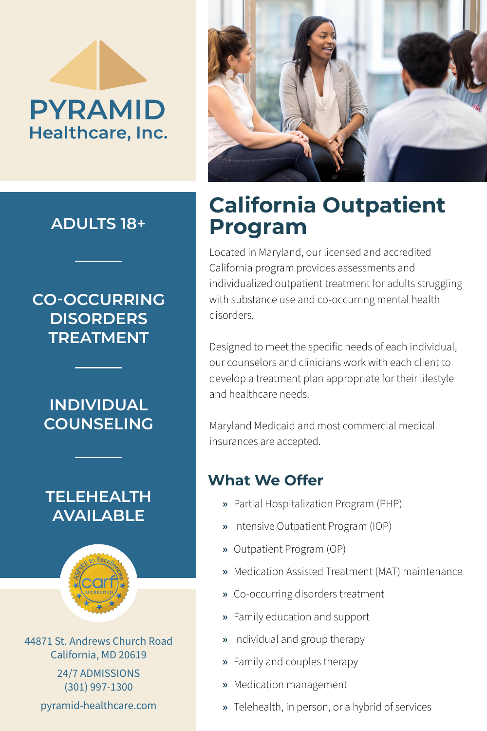# PYRAMID Healthcare, Inc.

**ADULTS 18+**

**CO-OCCURRING DISORDERS TREATMENT**

**INDIVIDUAL COUNSELING**

**TELEHEALTH AVAILABLE**

ASPIRE to Excellence® carf ACCREDITED

44871 St. Andrews Church Road
California, MD 20619

24/7 ADMISSIONS
(301) 997-1300

pyramid-healthcare.com

## California Outpatient Program

Located in Maryland, our licensed and accredited California program provides assessments and individualized outpatient treatment for adults struggling with substance use and co-occurring mental health disorders.

Designed to meet the specific needs of each individual, our counselors and clinicians work with each client to develop a treatment plan appropriate for their lifestyle and healthcare needs.

Maryland Medicaid and most commercial medical insurances are accepted.

### What We Offer

- Partial Hospitalization Program (PHP)
- Intensive Outpatient Program (IOP)
- Outpatient Program (OP)
- Medication Assisted Treatment (MAT) maintenance
- Co-occurring disorders treatment
- Family education and support
- Individual and group therapy
- Family and couples therapy
- Medication management
- Telehealth, in person, or a hybrid of services